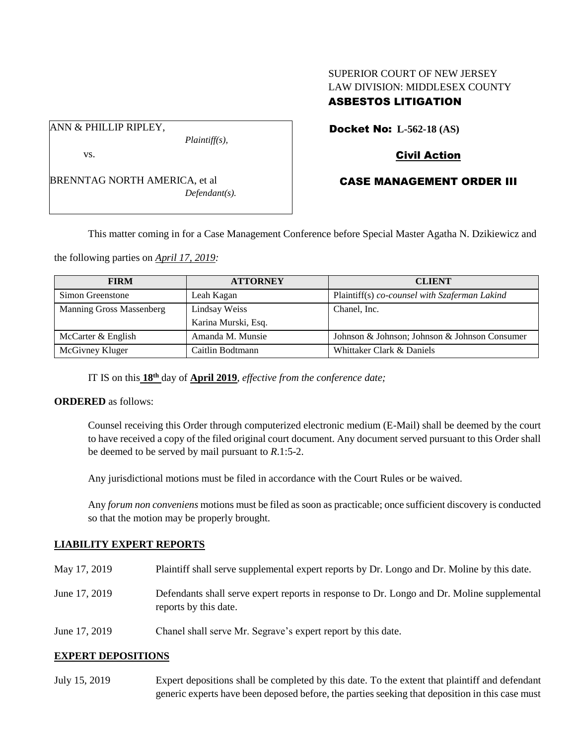SUPERIOR COURT OF NEW JERSEY
LAW DIVISION: MIDDLESEX COUNTY
**ASBESTOS LITIGATION**

ANN & PHILLIP RIPLEY,
*Plaintiff(s),*

vs.

BRENNTAG NORTH AMERICA, et al
*Defendant(s).*

**Docket No: L-562-18 (AS)**

**Civil Action**

**CASE MANAGEMENT ORDER III**

This matter coming in for a Case Management Conference before Special Master Agatha N. Dzikiewicz and the following parties on *April 17, 2019:*

| FIRM | ATTORNEY | CLIENT |
|---|---|---|
| Simon Greenstone | Leah Kagan | Plaintiff(s) *co-counsel with Szaferman Lakind* |
| Manning Gross Massenberg | Lindsay Weiss<br>Karina Murski, Esq. | Chanel, Inc. |
| McCarter & English | Amanda M. Munsie | Johnson & Johnson; Johnson & Johnson Consumer |
| McGivney Kluger | Caitlin Bodtmann | Whittaker Clark & Daniels |

IT IS on this **18th** day of **April 2019**, *effective from the conference date;*

**ORDERED** as follows:

Counsel receiving this Order through computerized electronic medium (E-Mail) shall be deemed by the court to have received a copy of the filed original court document. Any document served pursuant to this Order shall be deemed to be served by mail pursuant to *R*.1:5-2.

Any jurisdictional motions must be filed in accordance with the Court Rules or be waived.

Any *forum non conveniens* motions must be filed as soon as practicable; once sufficient discovery is conducted so that the motion may be properly brought.

**LIABILITY EXPERT REPORTS**

May 17, 2019 Plaintiff shall serve supplemental expert reports by Dr. Longo and Dr. Moline by this date.

June 17, 2019 Defendants shall serve expert reports in response to Dr. Longo and Dr. Moline supplemental reports by this date.

June 17, 2019 Chanel shall serve Mr. Segrave's expert report by this date.

**EXPERT DEPOSITIONS**

July 15, 2019 Expert depositions shall be completed by this date. To the extent that plaintiff and defendant generic experts have been deposed before, the parties seeking that deposition in this case must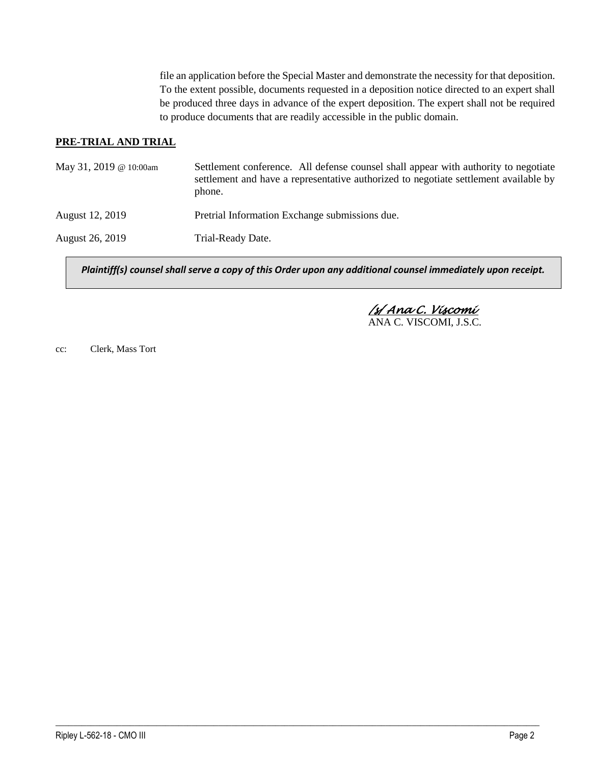file an application before the Special Master and demonstrate the necessity for that deposition. To the extent possible, documents requested in a deposition notice directed to an expert shall be produced three days in advance of the expert deposition. The expert shall not be required to produce documents that are readily accessible in the public domain.

**PRE-TRIAL AND TRIAL**

| | |
|---|---|
| May 31, 2019 @ 10:00am | Settlement conference. All defense counsel shall appear with authority to negotiate settlement and have a representative authorized to negotiate settlement available by phone. |
| August 12, 2019 | Pretrial Information Exchange submissions due. |
| August 26, 2019 | Trial-Ready Date. |

***Plaintiff(s) counsel shall serve a copy of this Order upon any additional counsel immediately upon receipt.***

/s/ Ana C. Viscomi
ANA C. VISCOMI, J.S.C.

cc: Clerk, Mass Tort